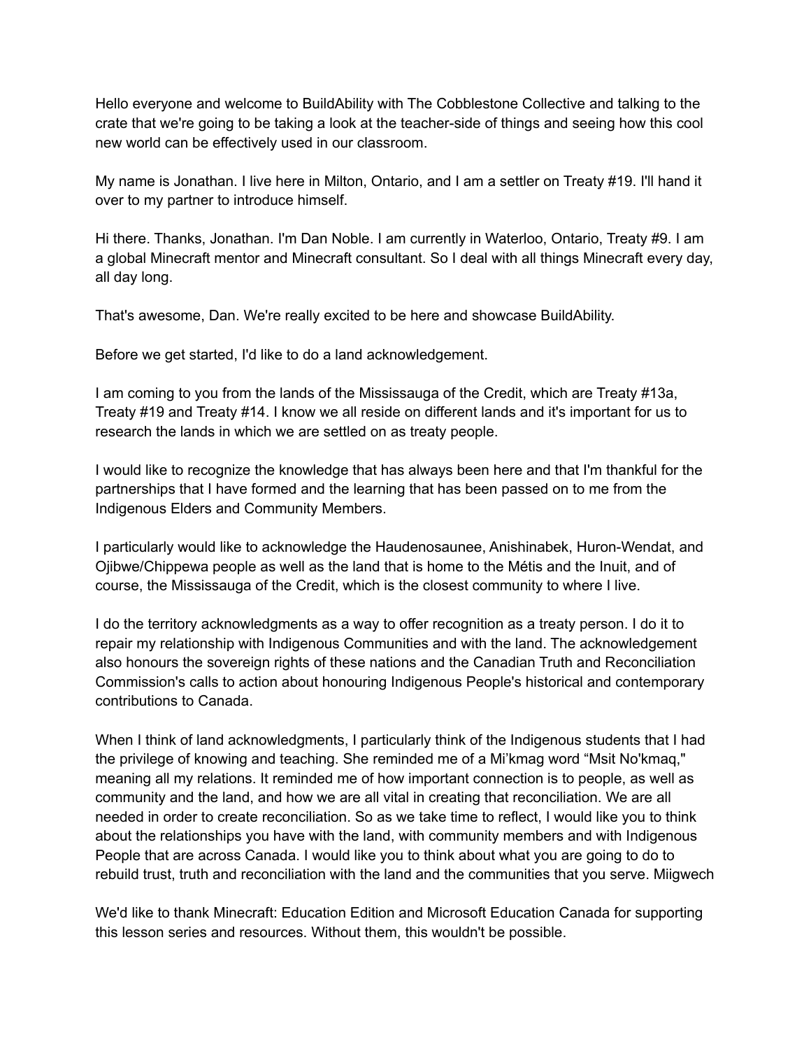Hello everyone and welcome to BuildAbility with The Cobblestone Collective and talking to the crate that we're going to be taking a look at the teacher-side of things and seeing how this cool new world can be effectively used in our classroom.

My name is Jonathan. I live here in Milton, Ontario, and I am a settler on Treaty #19. I'll hand it over to my partner to introduce himself.

Hi there. Thanks, Jonathan. I'm Dan Noble. I am currently in Waterloo, Ontario, Treaty #9. I am a global Minecraft mentor and Minecraft consultant. So I deal with all things Minecraft every day, all day long.

That's awesome, Dan. We're really excited to be here and showcase BuildAbility.

Before we get started, I'd like to do a land acknowledgement.

I am coming to you from the lands of the Mississauga of the Credit, which are Treaty #13a, Treaty #19 and Treaty #14. I know we all reside on different lands and it's important for us to research the lands in which we are settled on as treaty people.

I would like to recognize the knowledge that has always been here and that I'm thankful for the partnerships that I have formed and the learning that has been passed on to me from the Indigenous Elders and Community Members.

I particularly would like to acknowledge the Haudenosaunee, Anishinabek, Huron-Wendat, and Ojibwe/Chippewa people as well as the land that is home to the Métis and the Inuit, and of course, the Mississauga of the Credit, which is the closest community to where I live.

I do the territory acknowledgments as a way to offer recognition as a treaty person. I do it to repair my relationship with Indigenous Communities and with the land. The acknowledgement also honours the sovereign rights of these nations and the Canadian Truth and Reconciliation Commission's calls to action about honouring Indigenous People's historical and contemporary contributions to Canada.

When I think of land acknowledgments, I particularly think of the Indigenous students that I had the privilege of knowing and teaching. She reminded me of a Mi'kmag word "Msit No'kmaq," meaning all my relations. It reminded me of how important connection is to people, as well as community and the land, and how we are all vital in creating that reconciliation. We are all needed in order to create reconciliation. So as we take time to reflect, I would like you to think about the relationships you have with the land, with community members and with Indigenous People that are across Canada. I would like you to think about what you are going to do to rebuild trust, truth and reconciliation with the land and the communities that you serve. Miigwech

We'd like to thank Minecraft: Education Edition and Microsoft Education Canada for supporting this lesson series and resources. Without them, this wouldn't be possible.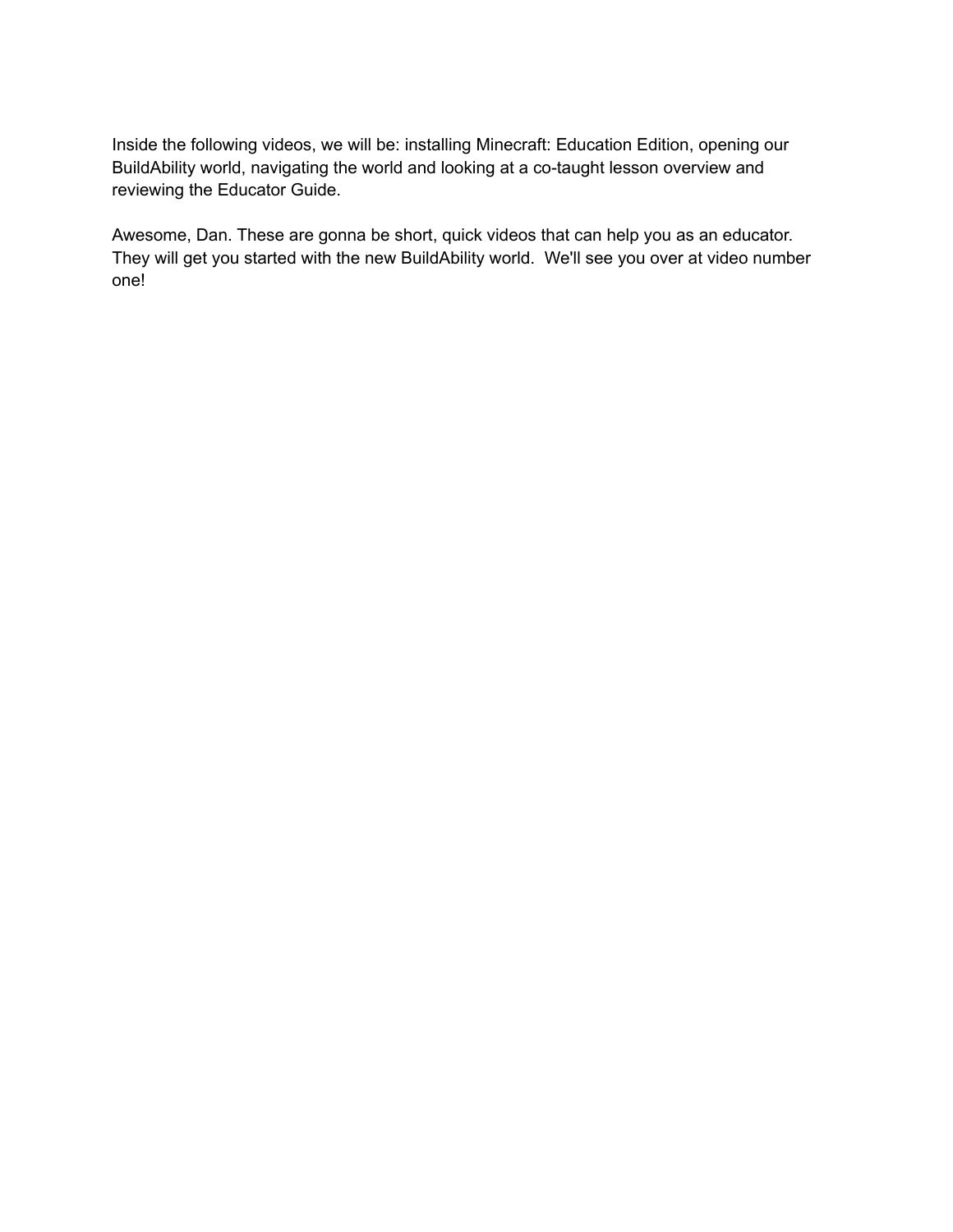Inside the following videos, we will be: installing Minecraft: Education Edition, opening our BuildAbility world, navigating the world and looking at a co-taught lesson overview and reviewing the Educator Guide.

Awesome, Dan. These are gonna be short, quick videos that can help you as an educator. They will get you started with the new BuildAbility world.  We'll see you over at video number one!